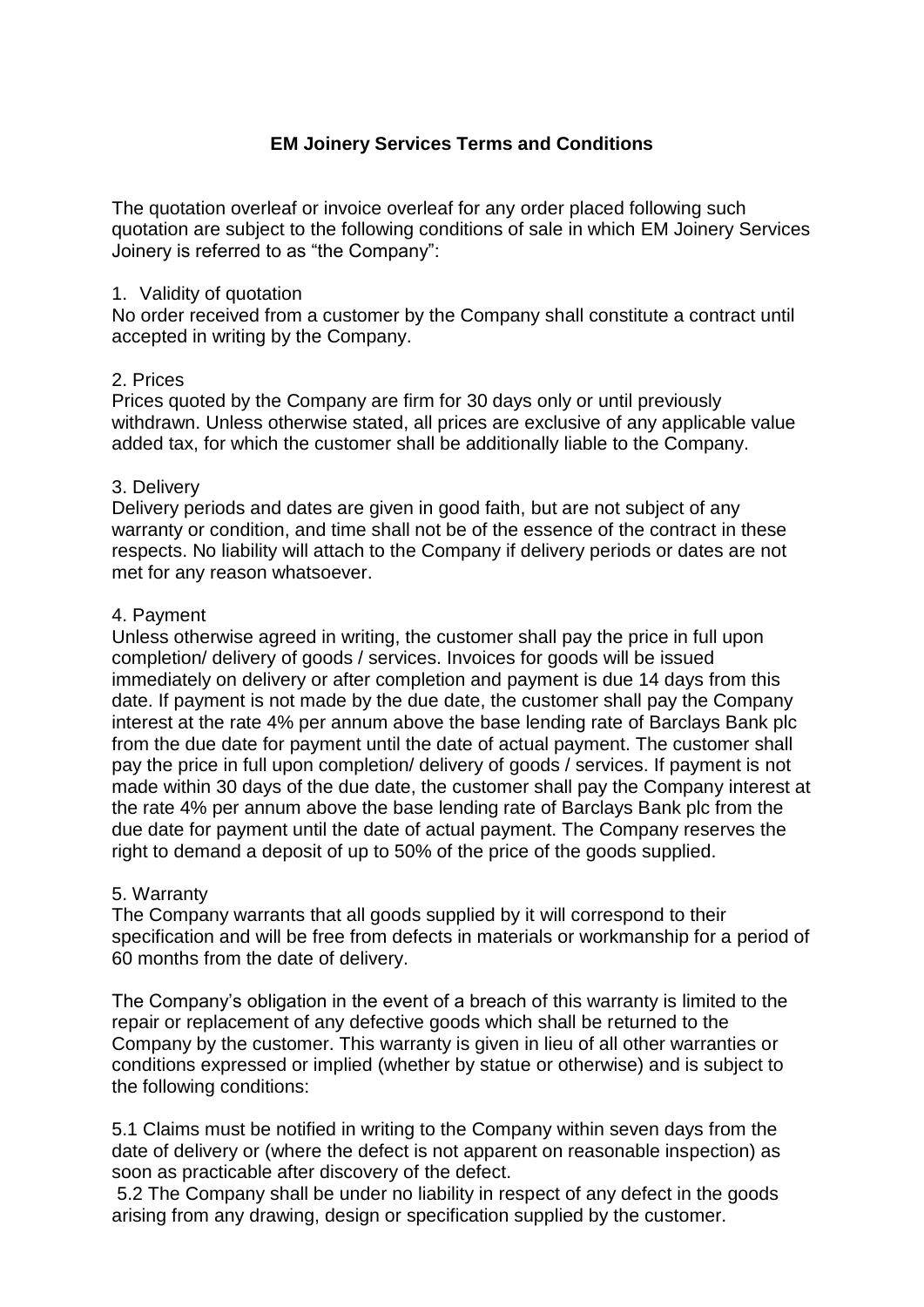# EM Joinery Services Terms and Conditions

The quotation overleaf or invoice overleaf for any order placed following such quotation are subject to the following conditions of sale in which EM Joinery Services Joinery is referred to as "the Company":

1. Validity of quotation

No order received from a customer by the Company shall constitute a contract until accepted in writing by the Company.

2. Prices

Prices quoted by the Company are firm for 30 days only or until previously withdrawn. Unless otherwise stated, all prices are exclusive of any applicable value added tax, for which the customer shall be additionally liable to the Company.

3. Delivery

Delivery periods and dates are given in good faith, but are not subject of any warranty or condition, and time shall not be of the essence of the contract in these respects. No liability will attach to the Company if delivery periods or dates are not met for any reason whatsoever.

4. Payment

Unless otherwise agreed in writing, the customer shall pay the price in full upon completion/ delivery of goods / services. Invoices for goods will be issued immediately on delivery or after completion and payment is due 14 days from this date. If payment is not made by the due date, the customer shall pay the Company interest at the rate 4% per annum above the base lending rate of Barclays Bank plc from the due date for payment until the date of actual payment. The customer shall pay the price in full upon completion/ delivery of goods / services. If payment is not made within 30 days of the due date, the customer shall pay the Company interest at the rate 4% per annum above the base lending rate of Barclays Bank plc from the due date for payment until the date of actual payment. The Company reserves the right to demand a deposit of up to 50% of the price of the goods supplied.

5. Warranty

The Company warrants that all goods supplied by it will correspond to their specification and will be free from defects in materials or workmanship for a period of 60 months from the date of delivery.

The Company's obligation in the event of a breach of this warranty is limited to the repair or replacement of any defective goods which shall be returned to the Company by the customer. This warranty is given in lieu of all other warranties or conditions expressed or implied (whether by statue or otherwise) and is subject to the following conditions:

5.1 Claims must be notified in writing to the Company within seven days from the date of delivery or (where the defect is not apparent on reasonable inspection) as soon as practicable after discovery of the defect.

5.2 The Company shall be under no liability in respect of any defect in the goods arising from any drawing, design or specification supplied by the customer.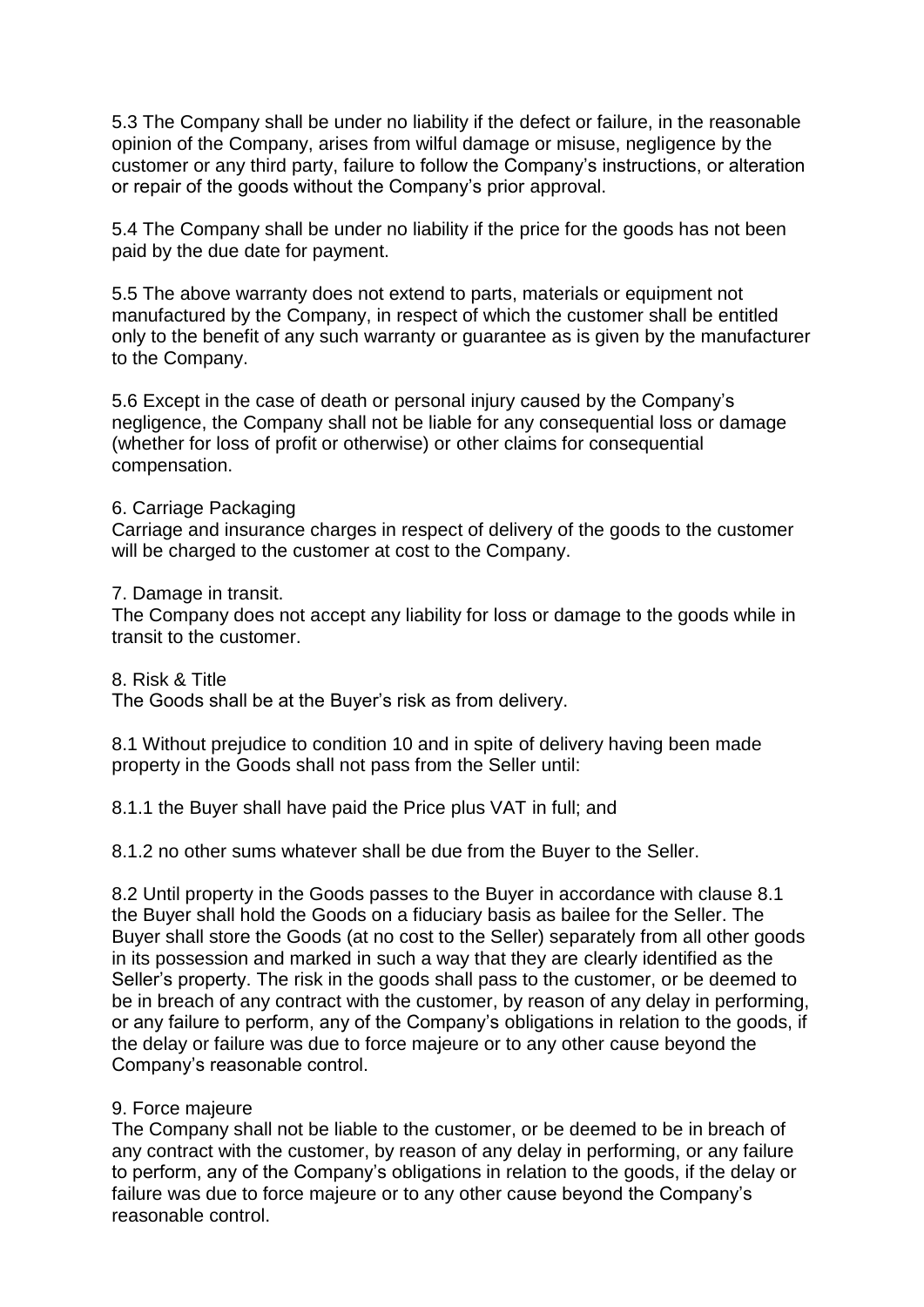5.3 The Company shall be under no liability if the defect or failure, in the reasonable opinion of the Company, arises from wilful damage or misuse, negligence by the customer or any third party, failure to follow the Company's instructions, or alteration or repair of the goods without the Company's prior approval.

5.4 The Company shall be under no liability if the price for the goods has not been paid by the due date for payment.

5.5 The above warranty does not extend to parts, materials or equipment not manufactured by the Company, in respect of which the customer shall be entitled only to the benefit of any such warranty or guarantee as is given by the manufacturer to the Company.

5.6 Except in the case of death or personal injury caused by the Company's negligence, the Company shall not be liable for any consequential loss or damage (whether for loss of profit or otherwise) or other claims for consequential compensation.

6. Carriage Packaging
Carriage and insurance charges in respect of delivery of the goods to the customer will be charged to the customer at cost to the Company.

7. Damage in transit.
The Company does not accept any liability for loss or damage to the goods while in transit to the customer.

8. Risk & Title
The Goods shall be at the Buyer's risk as from delivery.

8.1 Without prejudice to condition 10 and in spite of delivery having been made property in the Goods shall not pass from the Seller until:

8.1.1 the Buyer shall have paid the Price plus VAT in full; and

8.1.2 no other sums whatever shall be due from the Buyer to the Seller.

8.2 Until property in the Goods passes to the Buyer in accordance with clause 8.1 the Buyer shall hold the Goods on a fiduciary basis as bailee for the Seller. The Buyer shall store the Goods (at no cost to the Seller) separately from all other goods in its possession and marked in such a way that they are clearly identified as the Seller's property. The risk in the goods shall pass to the customer, or be deemed to be in breach of any contract with the customer, by reason of any delay in performing, or any failure to perform, any of the Company's obligations in relation to the goods, if the delay or failure was due to force majeure or to any other cause beyond the Company's reasonable control.

9. Force majeure
The Company shall not be liable to the customer, or be deemed to be in breach of any contract with the customer, by reason of any delay in performing, or any failure to perform, any of the Company's obligations in relation to the goods, if the delay or failure was due to force majeure or to any other cause beyond the Company's reasonable control.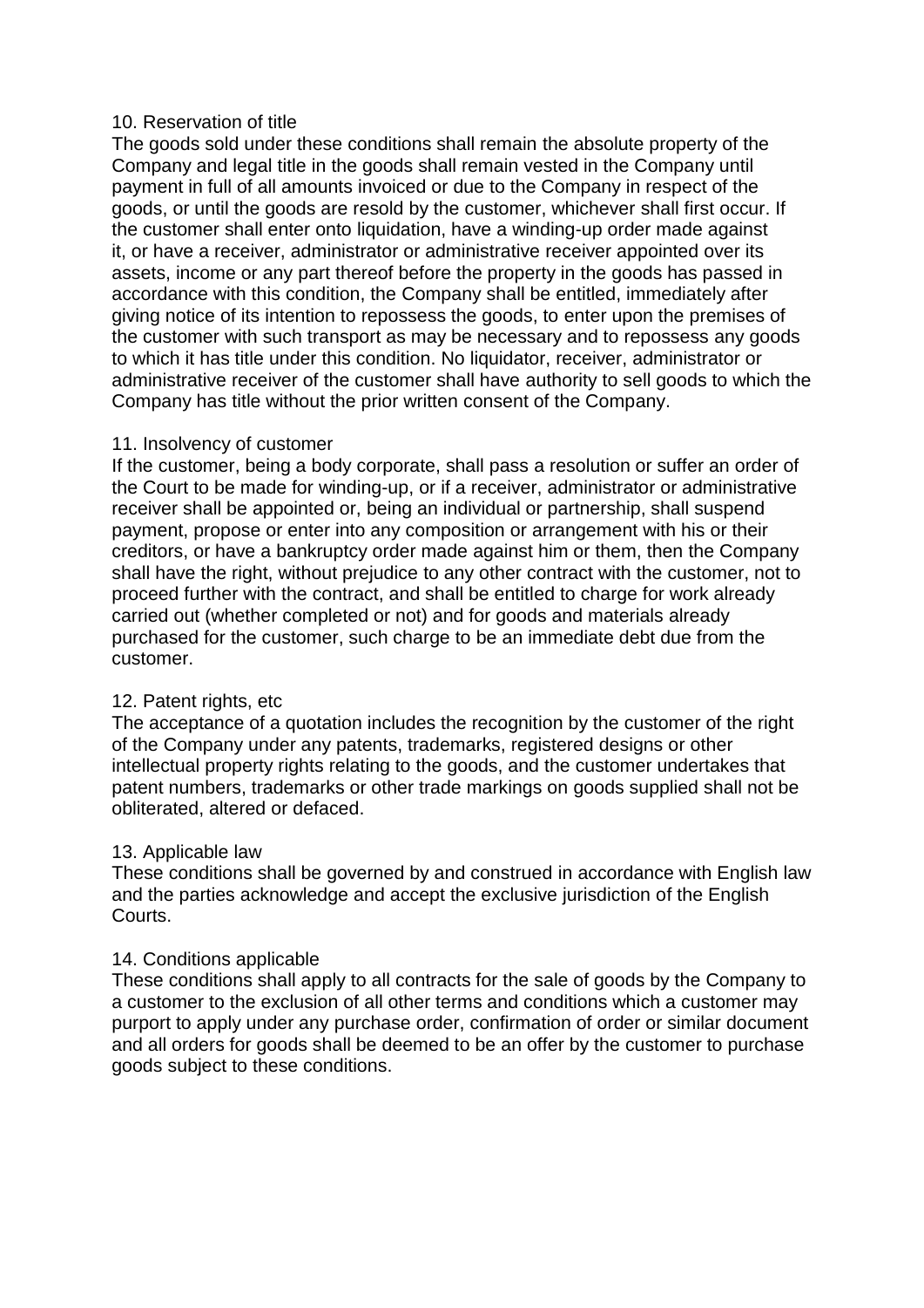10. Reservation of title

The goods sold under these conditions shall remain the absolute property of the Company and legal title in the goods shall remain vested in the Company until payment in full of all amounts invoiced or due to the Company in respect of the goods, or until the goods are resold by the customer, whichever shall first occur. If the customer shall enter onto liquidation, have a winding-up order made against it, or have a receiver, administrator or administrative receiver appointed over its assets, income or any part thereof before the property in the goods has passed in accordance with this condition, the Company shall be entitled, immediately after giving notice of its intention to repossess the goods, to enter upon the premises of the customer with such transport as may be necessary and to repossess any goods to which it has title under this condition. No liquidator, receiver, administrator or administrative receiver of the customer shall have authority to sell goods to which the Company has title without the prior written consent of the Company.

11. Insolvency of customer

If the customer, being a body corporate, shall pass a resolution or suffer an order of the Court to be made for winding-up, or if a receiver, administrator or administrative receiver shall be appointed or, being an individual or partnership, shall suspend payment, propose or enter into any composition or arrangement with his or their creditors, or have a bankruptcy order made against him or them, then the Company shall have the right, without prejudice to any other contract with the customer, not to proceed further with the contract, and shall be entitled to charge for work already carried out (whether completed or not) and for goods and materials already purchased for the customer, such charge to be an immediate debt due from the customer.

12. Patent rights, etc

The acceptance of a quotation includes the recognition by the customer of the right of the Company under any patents, trademarks, registered designs or other intellectual property rights relating to the goods, and the customer undertakes that patent numbers, trademarks or other trade markings on goods supplied shall not be obliterated, altered or defaced.

13. Applicable law

These conditions shall be governed by and construed in accordance with English law and the parties acknowledge and accept the exclusive jurisdiction of the English Courts.

14. Conditions applicable

These conditions shall apply to all contracts for the sale of goods by the Company to a customer to the exclusion of all other terms and conditions which a customer may purport to apply under any purchase order, confirmation of order or similar document and all orders for goods shall be deemed to be an offer by the customer to purchase goods subject to these conditions.